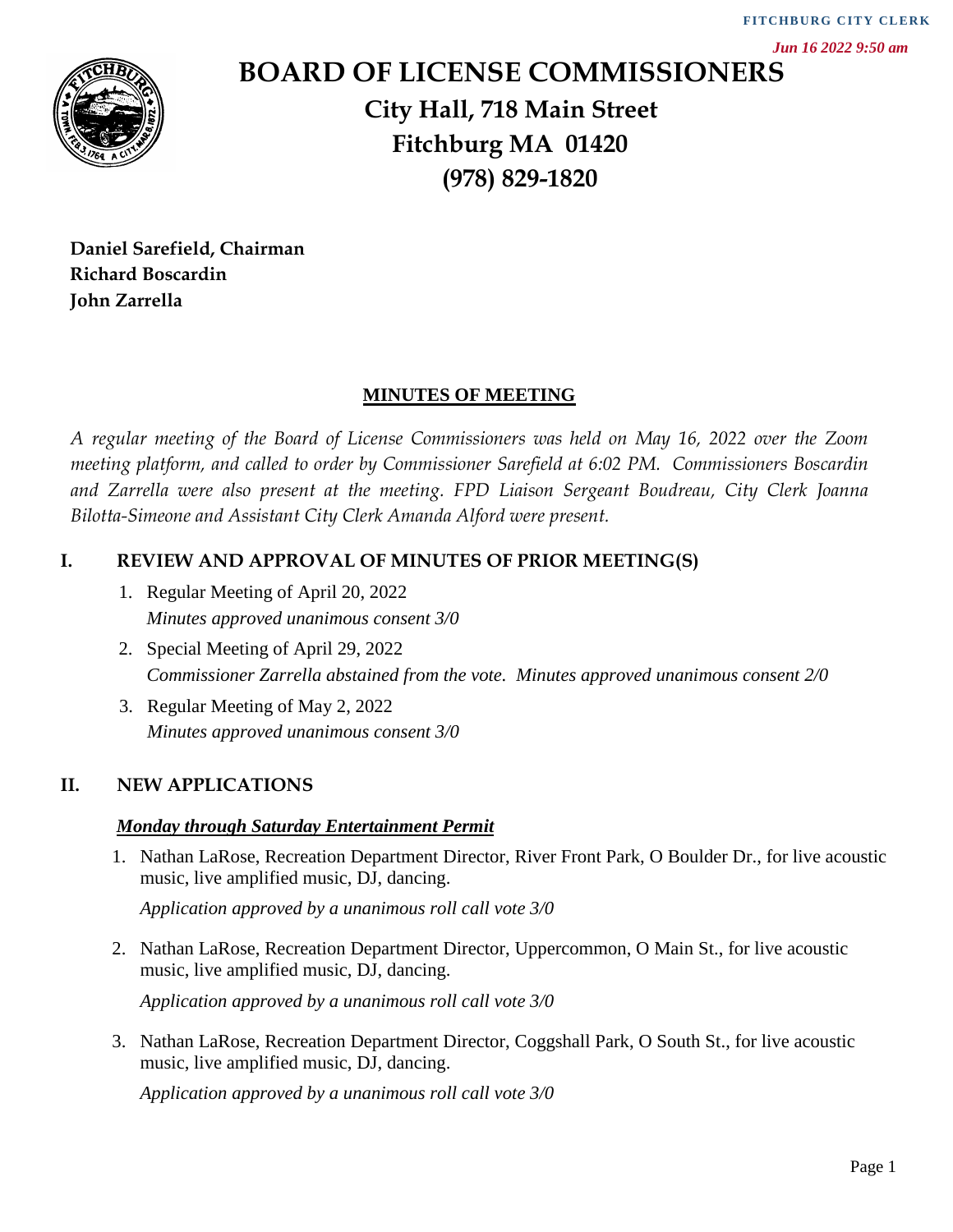FITCHBURG CITY CLERK

*Jun 16 2022 9:50 am*

# BOARD OF LICENSE COMMISSIONERS

**City Hall, 718 Main Street**
**Fitchburg MA 01420**
**(978) 829-1820**

**Daniel Sarefield, Chairman**
**Richard Boscardin**
**John Zarrella**

## MINUTES OF MEETING

*A regular meeting of the Board of License Commissioners was held on May 16, 2022 over the Zoom meeting platform, and called to order by Commissioner Sarefield at 6:02 PM. Commissioners Boscardin and Zarrella were also present at the meeting. FPD Liaison Sergeant Boudreau, City Clerk Joanna Bilotta-Simeone and Assistant City Clerk Amanda Alford were present.*

## I. REVIEW AND APPROVAL OF MINUTES OF PRIOR MEETING(S)

1. Regular Meeting of April 20, 2022
   *Minutes approved unanimous consent 3/0*
2. Special Meeting of April 29, 2022
   *Commissioner Zarrella abstained from the vote. Minutes approved unanimous consent 2/0*
3. Regular Meeting of May 2, 2022
   *Minutes approved unanimous consent 3/0*

## II. NEW APPLICATIONS

### ***Monday through Saturday Entertainment Permit***

1. Nathan LaRose, Recreation Department Director, River Front Park, O Boulder Dr., for live acoustic music, live amplified music, DJ, dancing.

   *Application approved by a unanimous roll call vote 3/0*

2. Nathan LaRose, Recreation Department Director, Uppercommon, O Main St., for live acoustic music, live amplified music, DJ, dancing.

   *Application approved by a unanimous roll call vote 3/0*

3. Nathan LaRose, Recreation Department Director, Coggshall Park, O South St., for live acoustic music, live amplified music, DJ, dancing.

   *Application approved by a unanimous roll call vote 3/0*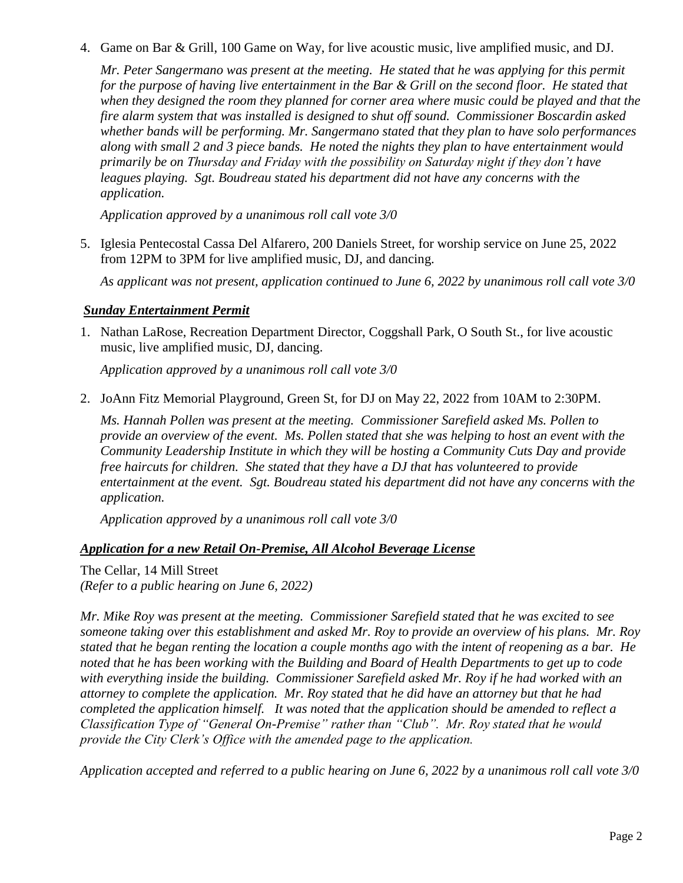4. Game on Bar & Grill, 100 Game on Way, for live acoustic music, live amplified music, and DJ.

   *Mr. Peter Sangermano was present at the meeting. He stated that he was applying for this permit for the purpose of having live entertainment in the Bar & Grill on the second floor. He stated that when they designed the room they planned for corner area where music could be played and that the fire alarm system that was installed is designed to shut off sound. Commissioner Boscardin asked whether bands will be performing. Mr. Sangermano stated that they plan to have solo performances along with small 2 and 3 piece bands. He noted the nights they plan to have entertainment would primarily be on Thursday and Friday with the possibility on Saturday night if they don't have leagues playing. Sgt. Boudreau stated his department did not have any concerns with the application.*

   *Application approved by a unanimous roll call vote 3/0*

5. Iglesia Pentecostal Cassa Del Alfarero, 200 Daniels Street, for worship service on June 25, 2022 from 12PM to 3PM for live amplified music, DJ, and dancing.

   *As applicant was not present, application continued to June 6, 2022 by unanimous roll call vote 3/0*

***Sunday Entertainment Permit***

1. Nathan LaRose, Recreation Department Director, Coggshall Park, O South St., for live acoustic music, live amplified music, DJ, dancing.

   *Application approved by a unanimous roll call vote 3/0*

2. JoAnn Fitz Memorial Playground, Green St, for DJ on May 22, 2022 from 10AM to 2:30PM.

   *Ms. Hannah Pollen was present at the meeting. Commissioner Sarefield asked Ms. Pollen to provide an overview of the event. Ms. Pollen stated that she was helping to host an event with the Community Leadership Institute in which they will be hosting a Community Cuts Day and provide free haircuts for children. She stated that they have a DJ that has volunteered to provide entertainment at the event. Sgt. Boudreau stated his department did not have any concerns with the application.*

   *Application approved by a unanimous roll call vote 3/0*

***Application for a new Retail On-Premise, All Alcohol Beverage License***

The Cellar, 14 Mill Street
*(Refer to a public hearing on June 6, 2022)*

*Mr. Mike Roy was present at the meeting. Commissioner Sarefield stated that he was excited to see someone taking over this establishment and asked Mr. Roy to provide an overview of his plans. Mr. Roy stated that he began renting the location a couple months ago with the intent of reopening as a bar. He noted that he has been working with the Building and Board of Health Departments to get up to code with everything inside the building. Commissioner Sarefield asked Mr. Roy if he had worked with an attorney to complete the application. Mr. Roy stated that he did have an attorney but that he had completed the application himself. It was noted that the application should be amended to reflect a Classification Type of "General On-Premise" rather than "Club". Mr. Roy stated that he would provide the City Clerk's Office with the amended page to the application.*

*Application accepted and referred to a public hearing on June 6, 2022 by a unanimous roll call vote 3/0*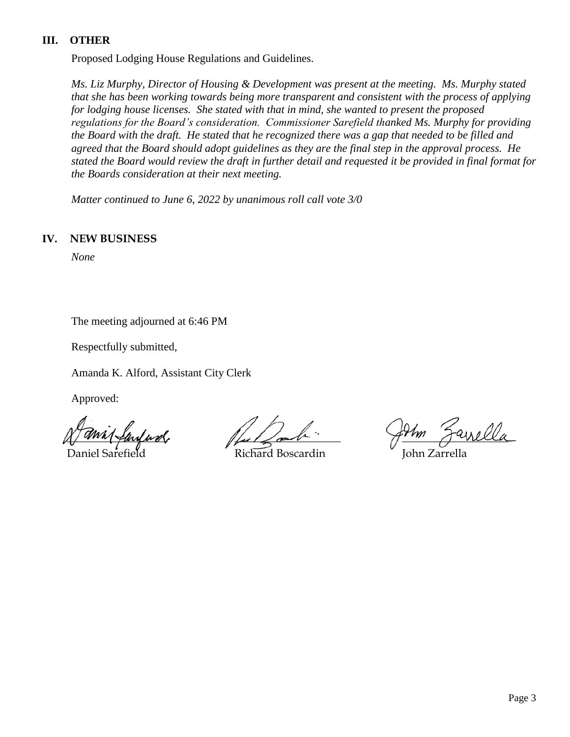## III. OTHER

Proposed Lodging House Regulations and Guidelines.

*Ms. Liz Murphy, Director of Housing & Development was present at the meeting. Ms. Murphy stated that she has been working towards being more transparent and consistent with the process of applying for lodging house licenses. She stated with that in mind, she wanted to present the proposed regulations for the Board's consideration. Commissioner Sarefield thanked Ms. Murphy for providing the Board with the draft. He stated that he recognized there was a gap that needed to be filled and agreed that the Board should adopt guidelines as they are the final step in the approval process. He stated the Board would review the draft in further detail and requested it be provided in final format for the Boards consideration at their next meeting.*

*Matter continued to June 6, 2022 by unanimous roll call vote 3/0*

## IV. NEW BUSINESS

*None*

The meeting adjourned at 6:46 PM

Respectfully submitted,

Amanda K. Alford, Assistant City Clerk

Approved:

| | | |
|---|---|---|
| Daniel Sarefield | Richard Boscardin | John Zarrella |